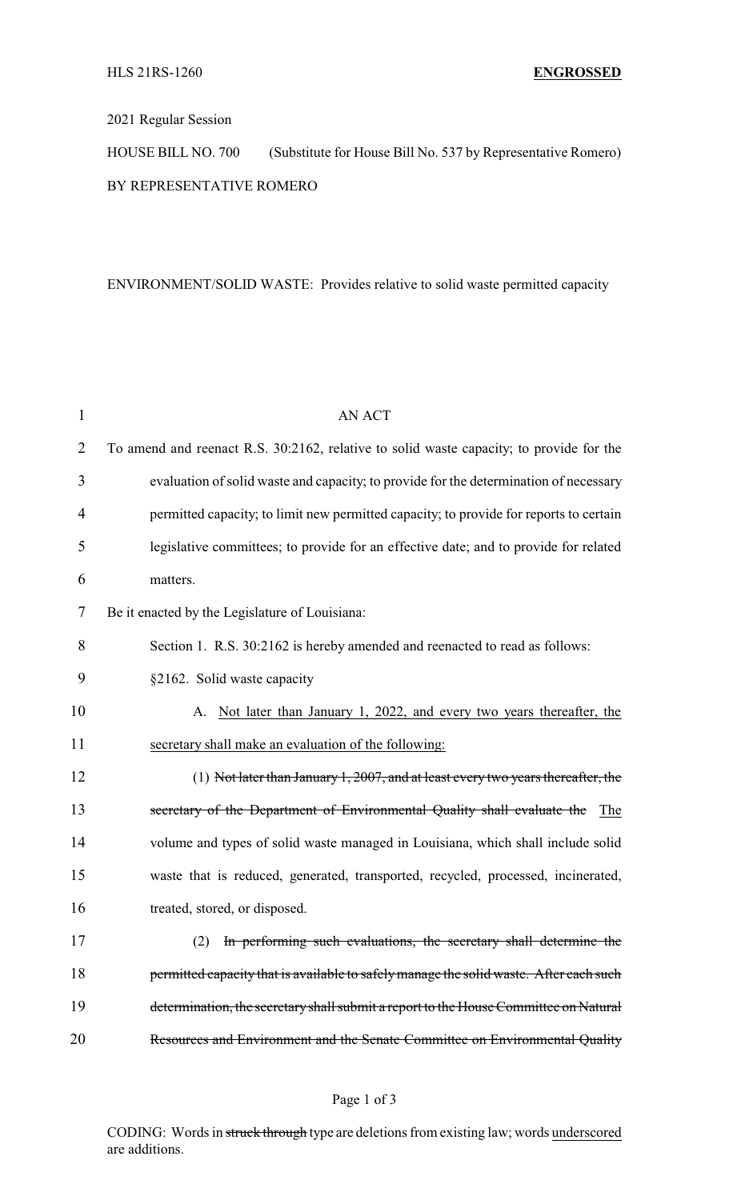HLS 21RS-1260 **ENGROSSED**

2021 Regular Session

HOUSE BILL NO. 700 (Substitute for House Bill No. 537 by Representative Romero)

BY REPRESENTATIVE ROMERO

ENVIRONMENT/SOLID WASTE: Provides relative to solid waste permitted capacity

AN ACT

To amend and reenact R.S. 30:2162, relative to solid waste capacity; to provide for the evaluation of solid waste and capacity; to provide for the determination of necessary permitted capacity; to limit new permitted capacity; to provide for reports to certain legislative committees; to provide for an effective date; and to provide for related matters.

Be it enacted by the Legislature of Louisiana:

Section 1. R.S. 30:2162 is hereby amended and reenacted to read as follows:

§2162. Solid waste capacity

A. <u>Not later than January 1, 2022, and every two years thereafter, the secretary shall make an evaluation of the following:</u>

(1) ~~Not later than January 1, 2007, and at least every two years thereafter, the secretary of the Department of Environmental Quality shall evaluate the~~ <u>The</u> volume and types of solid waste managed in Louisiana, which shall include solid waste that is reduced, generated, transported, recycled, processed, incinerated, treated, stored, or disposed.

(2) ~~In performing such evaluations, the secretary shall determine the permitted capacity that is available to safely manage the solid waste. After each such determination, the secretary shall submit a report to the House Committee on Natural Resources and Environment and the Senate Committee on Environmental Quality~~

CODING: Words in ~~struck through~~ type are deletions from existing law; words <u>underscored</u> are additions.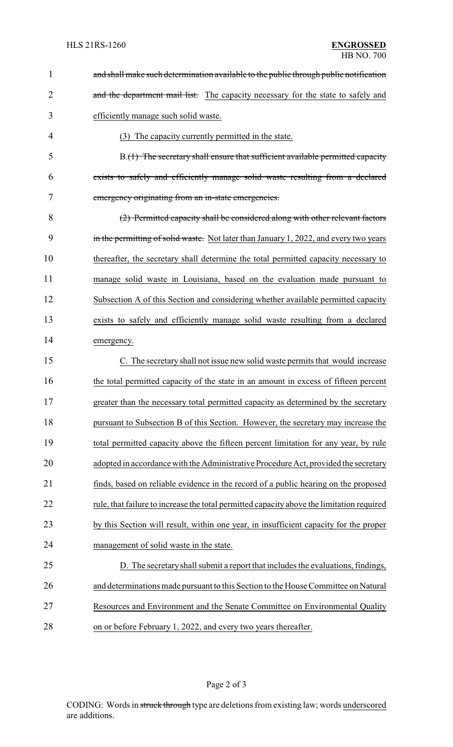~~and shall make such determination available to the public through public notification and the department mail list.~~ The capacity necessary for the state to safely and efficiently manage such solid waste.

(3) The capacity currently permitted in the state.

B.~~(1) The secretary shall ensure that sufficient available permitted capacity exists to safely and efficiently manage solid waste resulting from a declared emergency originating from an in-state emergencies.~~

~~(2) Permitted capacity shall be considered along with other relevant factors in the permitting of solid waste.~~ Not later than January 1, 2022, and every two years thereafter, the secretary shall determine the total permitted capacity necessary to manage solid waste in Louisiana, based on the evaluation made pursuant to Subsection A of this Section and considering whether available permitted capacity exists to safely and efficiently manage solid waste resulting from a declared emergency.

C. The secretary shall not issue new solid waste permits that would increase the total permitted capacity of the state in an amount in excess of fifteen percent greater than the necessary total permitted capacity as determined by the secretary pursuant to Subsection B of this Section. However, the secretary may increase the total permitted capacity above the fifteen percent limitation for any year, by rule adopted in accordance with the Administrative Procedure Act, provided the secretary finds, based on reliable evidence in the record of a public hearing on the proposed rule, that failure to increase the total permitted capacity above the limitation required by this Section will result, within one year, in insufficient capacity for the proper management of solid waste in the state.

D. The secretary shall submit a report that includes the evaluations, findings, and determinations made pursuant to this Section to the House Committee on Natural Resources and Environment and the Senate Committee on Environmental Quality on or before February 1, 2022, and every two years thereafter.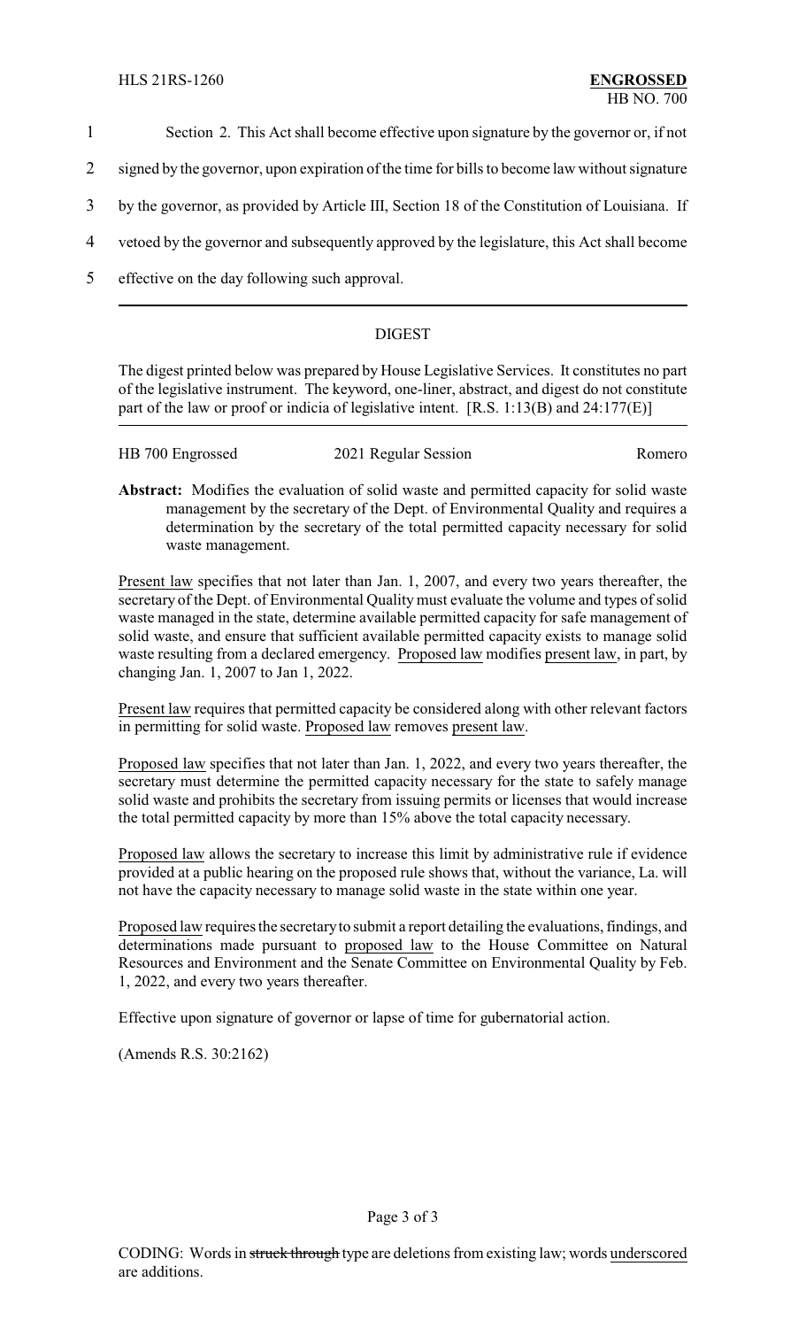1 Section 2. This Act shall become effective upon signature by the governor or, if not

2 signed by the governor, upon expiration of the time for bills to become law without signature

3 by the governor, as provided by Article III, Section 18 of the Constitution of Louisiana. If

4 vetoed by the governor and subsequently approved by the legislature, this Act shall become

5 effective on the day following such approval.

## DIGEST

The digest printed below was prepared by House Legislative Services. It constitutes no part of the legislative instrument. The keyword, one-liner, abstract, and digest do not constitute part of the law or proof or indicia of legislative intent. [R.S. 1:13(B) and 24:177(E)]

HB 700 Engrossed 2021 Regular Session Romero

**Abstract:** Modifies the evaluation of solid waste and permitted capacity for solid waste management by the secretary of the Dept. of Environmental Quality and requires a determination by the secretary of the total permitted capacity necessary for solid waste management.

Present law specifies that not later than Jan. 1, 2007, and every two years thereafter, the secretary of the Dept. of Environmental Quality must evaluate the volume and types of solid waste managed in the state, determine available permitted capacity for safe management of solid waste, and ensure that sufficient available permitted capacity exists to manage solid waste resulting from a declared emergency. Proposed law modifies present law, in part, by changing Jan. 1, 2007 to Jan 1, 2022.

Present law requires that permitted capacity be considered along with other relevant factors in permitting for solid waste. Proposed law removes present law.

Proposed law specifies that not later than Jan. 1, 2022, and every two years thereafter, the secretary must determine the permitted capacity necessary for the state to safely manage solid waste and prohibits the secretary from issuing permits or licenses that would increase the total permitted capacity by more than 15% above the total capacity necessary.

Proposed law allows the secretary to increase this limit by administrative rule if evidence provided at a public hearing on the proposed rule shows that, without the variance, La. will not have the capacity necessary to manage solid waste in the state within one year.

Proposed law requires the secretary to submit a report detailing the evaluations, findings, and determinations made pursuant to proposed law to the House Committee on Natural Resources and Environment and the Senate Committee on Environmental Quality by Feb. 1, 2022, and every two years thereafter.

Effective upon signature of governor or lapse of time for gubernatorial action.

(Amends R.S. 30:2162)

CODING: Words in ~~struck through~~ type are deletions from existing law; words underscored are additions.